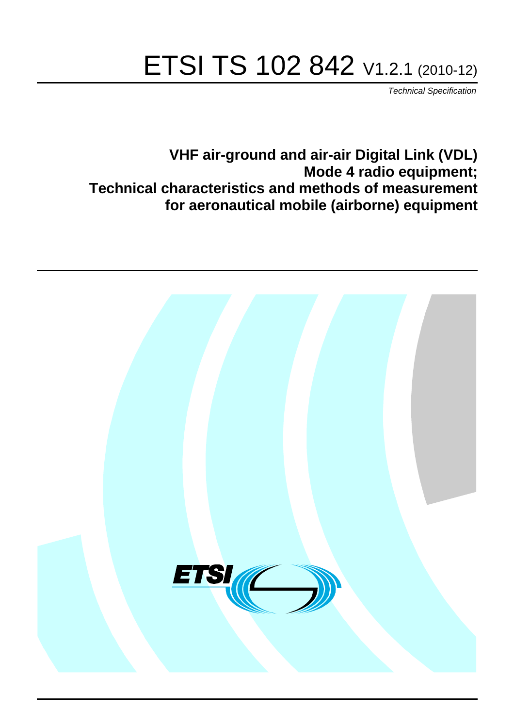# ETSI TS 102 842 V1.2.1 (2010-12)

*Technical Specification*

**VHF air-ground and air-air Digital Link (VDL) Mode 4 radio equipment; Technical characteristics and methods of measurement for aeronautical mobile (airborne) equipment**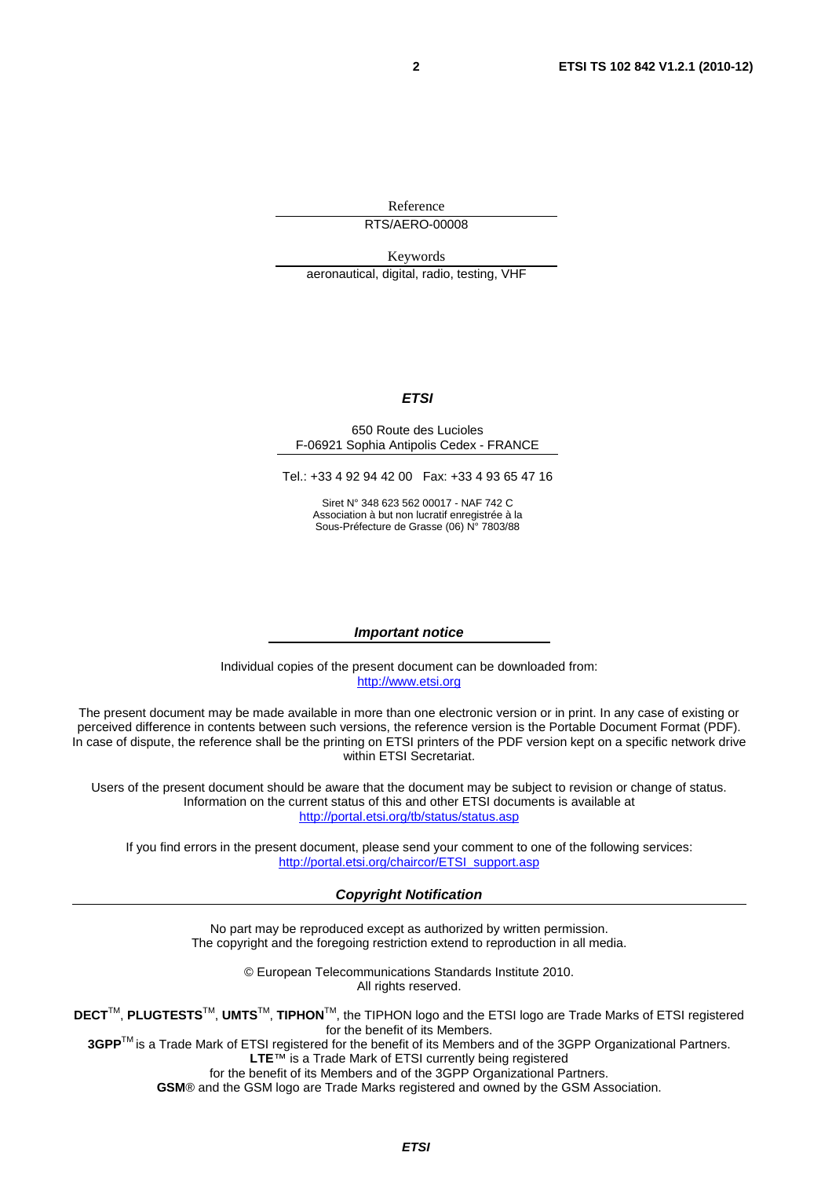Reference

RTS/AERO-00008

Keywords

aeronautical, digital, radio, testing, VHF

***ETSI***

650 Route des Lucioles
F-06921 Sophia Antipolis Cedex - FRANCE

Tel.: +33 4 92 94 42 00   Fax: +33 4 93 65 47 16

Siret N° 348 623 562 00017 - NAF 742 C
Association à but non lucratif enregistrée à la
Sous-Préfecture de Grasse (06) N° 7803/88

***Important notice***

Individual copies of the present document can be downloaded from:
http://www.etsi.org

The present document may be made available in more than one electronic version or in print. In any case of existing or perceived difference in contents between such versions, the reference version is the Portable Document Format (PDF). In case of dispute, the reference shall be the printing on ETSI printers of the PDF version kept on a specific network drive within ETSI Secretariat.

Users of the present document should be aware that the document may be subject to revision or change of status. Information on the current status of this and other ETSI documents is available at
http://portal.etsi.org/tb/status/status.asp

If you find errors in the present document, please send your comment to one of the following services:
http://portal.etsi.org/chaircor/ETSI_support.asp

***Copyright Notification***

No part may be reproduced except as authorized by written permission.
The copyright and the foregoing restriction extend to reproduction in all media.

© European Telecommunications Standards Institute 2010.
All rights reserved.

**DECT**™, **PLUGTESTS**™, **UMTS**™, **TIPHON**™, the TIPHON logo and the ETSI logo are Trade Marks of ETSI registered for the benefit of its Members.
**3GPP**™ is a Trade Mark of ETSI registered for the benefit of its Members and of the 3GPP Organizational Partners.
**LTE**™ is a Trade Mark of ETSI currently being registered
for the benefit of its Members and of the 3GPP Organizational Partners.
**GSM**® and the GSM logo are Trade Marks registered and owned by the GSM Association.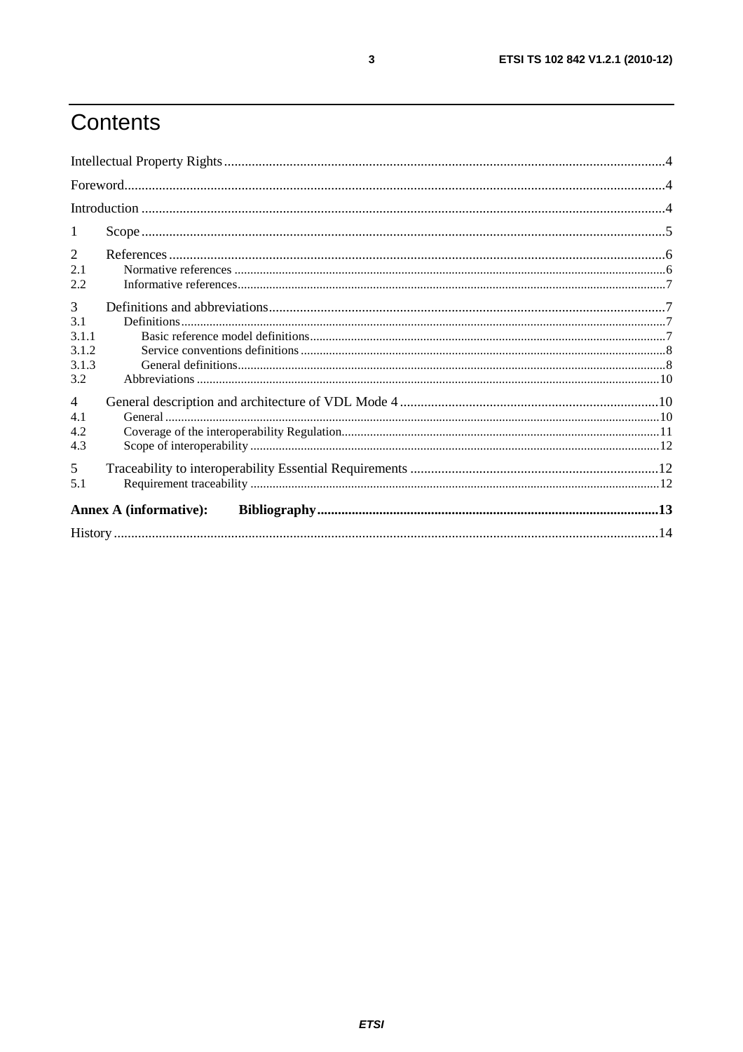# Contents

Intellectual Property Rights ....................................................................................................................................4

Foreword...................................................................................................................................................................4

Introduction ..............................................................................................................................................................4

1 Scope ....................................................................................................................................................................5

2 References ...........................................................................................................................................................6

2.1 Normative references .......................................................................................................................................6

2.2 Informative references......................................................................................................................................7

3 Definitions and abbreviations...............................................................................................................................7

3.1 Definitions.........................................................................................................................................................7

3.1.1 Basic reference model definitions..................................................................................................................7

3.1.2 Service conventions definitions .....................................................................................................................8

3.1.3 General definitions..........................................................................................................................................8

3.2 Abbreviations ..................................................................................................................................................10

4 General description and architecture of VDL Mode 4 .......................................................................................10

4.1 General ............................................................................................................................................................10

4.2 Coverage of the interoperability Regulation....................................................................................................11

4.3 Scope of interoperability .................................................................................................................................12

5 Traceability to interoperability Essential Requirements ....................................................................................12

5.1 Requirement traceability .................................................................................................................................12

**Annex A (informative): Bibliography**.......................................................................................................**13**

History .....................................................................................................................................................................14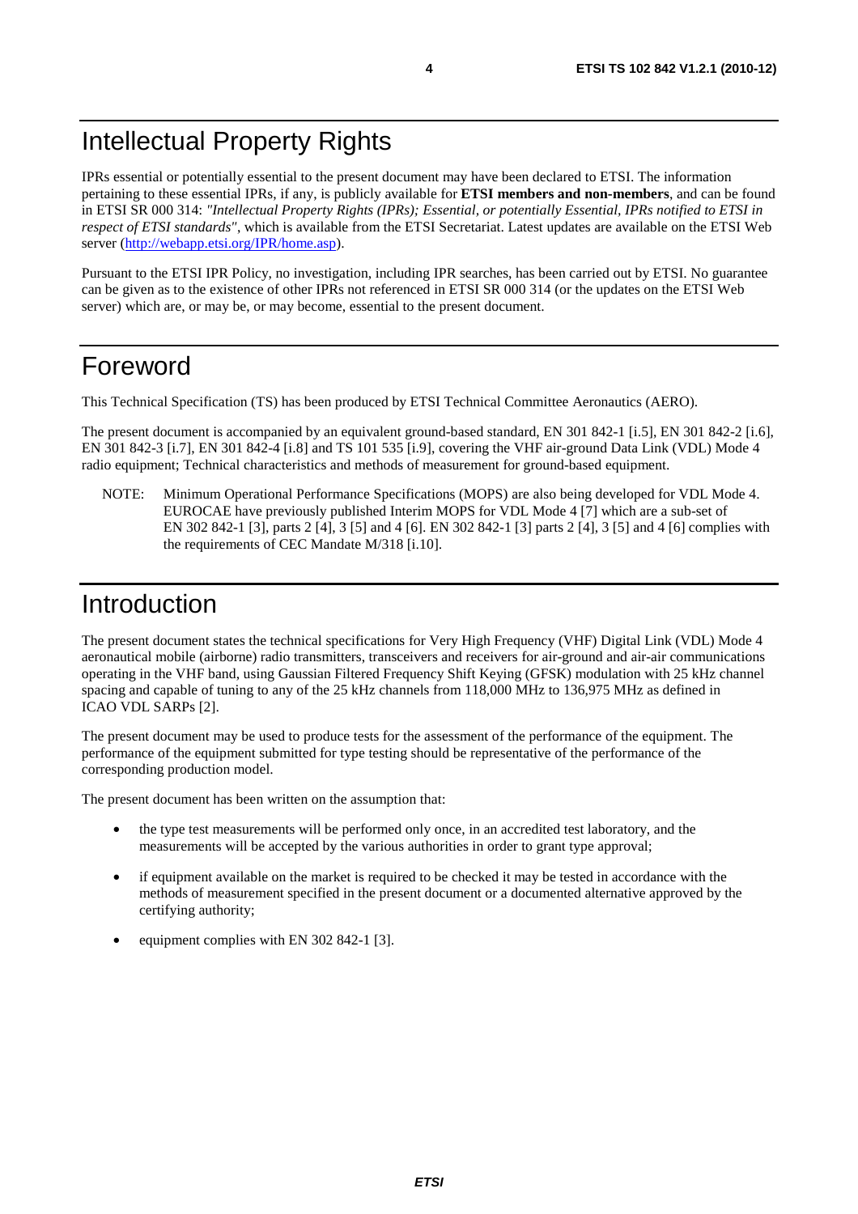# Intellectual Property Rights

IPRs essential or potentially essential to the present document may have been declared to ETSI. The information pertaining to these essential IPRs, if any, is publicly available for **ETSI members and non-members**, and can be found in ETSI SR 000 314: *"Intellectual Property Rights (IPRs); Essential, or potentially Essential, IPRs notified to ETSI in respect of ETSI standards"*, which is available from the ETSI Secretariat. Latest updates are available on the ETSI Web server (http://webapp.etsi.org/IPR/home.asp).

Pursuant to the ETSI IPR Policy, no investigation, including IPR searches, has been carried out by ETSI. No guarantee can be given as to the existence of other IPRs not referenced in ETSI SR 000 314 (or the updates on the ETSI Web server) which are, or may be, or may become, essential to the present document.

# Foreword

This Technical Specification (TS) has been produced by ETSI Technical Committee Aeronautics (AERO).

The present document is accompanied by an equivalent ground-based standard, EN 301 842-1 [i.5], EN 301 842-2 [i.6], EN 301 842-3 [i.7], EN 301 842-4 [i.8] and TS 101 535 [i.9], covering the VHF air-ground Data Link (VDL) Mode 4 radio equipment; Technical characteristics and methods of measurement for ground-based equipment.

NOTE: Minimum Operational Performance Specifications (MOPS) are also being developed for VDL Mode 4. EUROCAE have previously published Interim MOPS for VDL Mode 4 [7] which are a sub-set of EN 302 842-1 [3], parts 2 [4], 3 [5] and 4 [6]. EN 302 842-1 [3] parts 2 [4], 3 [5] and 4 [6] complies with the requirements of CEC Mandate M/318 [i.10].

# Introduction

The present document states the technical specifications for Very High Frequency (VHF) Digital Link (VDL) Mode 4 aeronautical mobile (airborne) radio transmitters, transceivers and receivers for air-ground and air-air communications operating in the VHF band, using Gaussian Filtered Frequency Shift Keying (GFSK) modulation with 25 kHz channel spacing and capable of tuning to any of the 25 kHz channels from 118,000 MHz to 136,975 MHz as defined in ICAO VDL SARPs [2].

The present document may be used to produce tests for the assessment of the performance of the equipment. The performance of the equipment submitted for type testing should be representative of the performance of the corresponding production model.

The present document has been written on the assumption that:

- the type test measurements will be performed only once, in an accredited test laboratory, and the measurements will be accepted by the various authorities in order to grant type approval;
- if equipment available on the market is required to be checked it may be tested in accordance with the methods of measurement specified in the present document or a documented alternative approved by the certifying authority;
- equipment complies with EN 302 842-1 [3].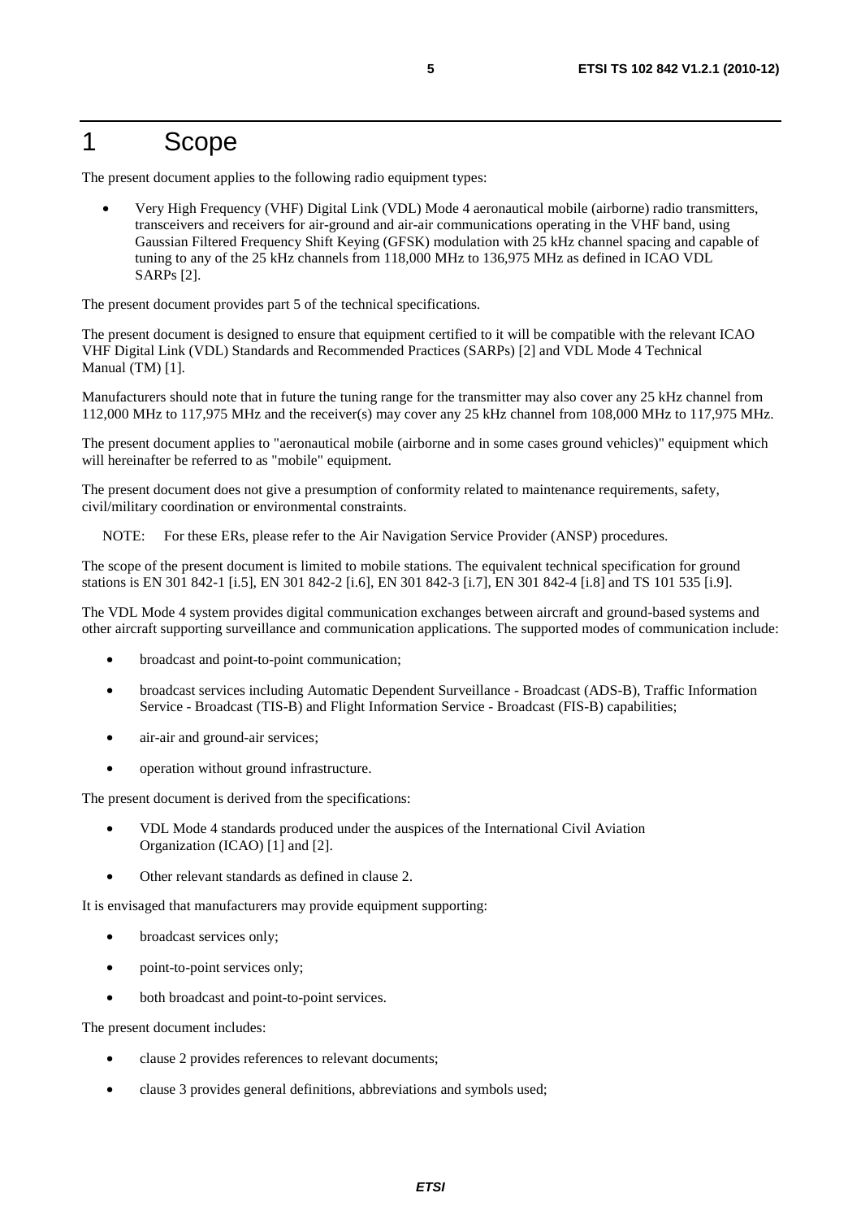# 1 Scope

The present document applies to the following radio equipment types:

- Very High Frequency (VHF) Digital Link (VDL) Mode 4 aeronautical mobile (airborne) radio transmitters, transceivers and receivers for air-ground and air-air communications operating in the VHF band, using Gaussian Filtered Frequency Shift Keying (GFSK) modulation with 25 kHz channel spacing and capable of tuning to any of the 25 kHz channels from 118,000 MHz to 136,975 MHz as defined in ICAO VDL SARPs [2].

The present document provides part 5 of the technical specifications.

The present document is designed to ensure that equipment certified to it will be compatible with the relevant ICAO VHF Digital Link (VDL) Standards and Recommended Practices (SARPs) [2] and VDL Mode 4 Technical Manual (TM) [1].

Manufacturers should note that in future the tuning range for the transmitter may also cover any 25 kHz channel from 112,000 MHz to 117,975 MHz and the receiver(s) may cover any 25 kHz channel from 108,000 MHz to 117,975 MHz.

The present document applies to "aeronautical mobile (airborne and in some cases ground vehicles)" equipment which will hereinafter be referred to as "mobile" equipment.

The present document does not give a presumption of conformity related to maintenance requirements, safety, civil/military coordination or environmental constraints.

NOTE: For these ERs, please refer to the Air Navigation Service Provider (ANSP) procedures.

The scope of the present document is limited to mobile stations. The equivalent technical specification for ground stations is EN 301 842-1 [i.5], EN 301 842-2 [i.6], EN 301 842-3 [i.7], EN 301 842-4 [i.8] and TS 101 535 [i.9].

The VDL Mode 4 system provides digital communication exchanges between aircraft and ground-based systems and other aircraft supporting surveillance and communication applications. The supported modes of communication include:

- broadcast and point-to-point communication;
- broadcast services including Automatic Dependent Surveillance - Broadcast (ADS-B), Traffic Information Service - Broadcast (TIS-B) and Flight Information Service - Broadcast (FIS-B) capabilities;
- air-air and ground-air services;
- operation without ground infrastructure.

The present document is derived from the specifications:

- VDL Mode 4 standards produced under the auspices of the International Civil Aviation Organization (ICAO) [1] and [2].
- Other relevant standards as defined in clause 2.

It is envisaged that manufacturers may provide equipment supporting:

- broadcast services only;
- point-to-point services only;
- both broadcast and point-to-point services.

The present document includes:

- clause 2 provides references to relevant documents;
- clause 3 provides general definitions, abbreviations and symbols used;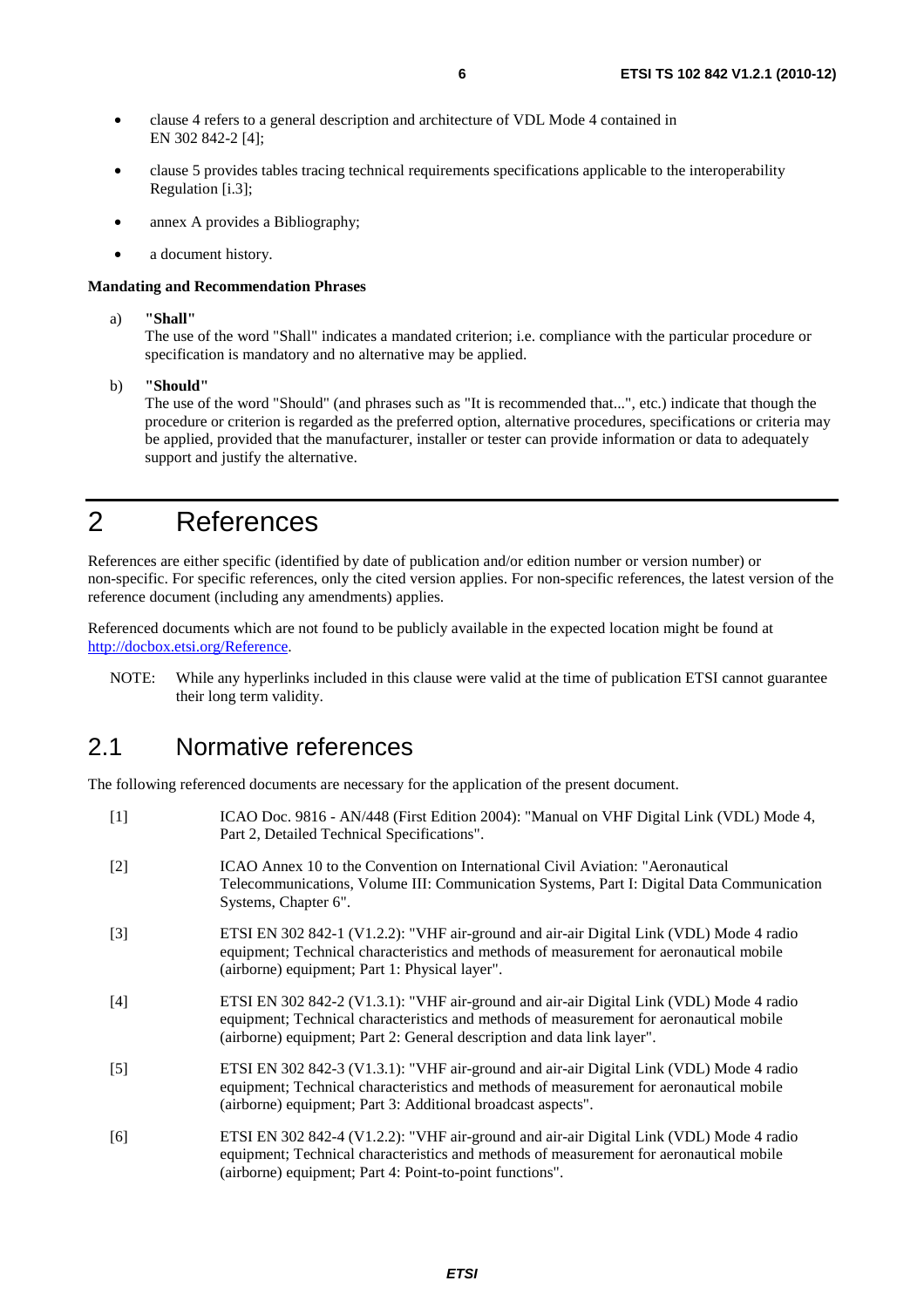- clause 4 refers to a general description and architecture of VDL Mode 4 contained in EN 302 842-2 [4];
- clause 5 provides tables tracing technical requirements specifications applicable to the interoperability Regulation [i.3];
- annex A provides a Bibliography;
- a document history.

**Mandating and Recommendation Phrases**

a) **"Shall"**
The use of the word "Shall" indicates a mandated criterion; i.e. compliance with the particular procedure or specification is mandatory and no alternative may be applied.

b) **"Should"**
The use of the word "Should" (and phrases such as "It is recommended that...", etc.) indicate that though the procedure or criterion is regarded as the preferred option, alternative procedures, specifications or criteria may be applied, provided that the manufacturer, installer or tester can provide information or data to adequately support and justify the alternative.

# 2 References

References are either specific (identified by date of publication and/or edition number or version number) or non-specific. For specific references, only the cited version applies. For non-specific references, the latest version of the reference document (including any amendments) applies.

Referenced documents which are not found to be publicly available in the expected location might be found at http://docbox.etsi.org/Reference.

NOTE: While any hyperlinks included in this clause were valid at the time of publication ETSI cannot guarantee their long term validity.

## 2.1 Normative references

The following referenced documents are necessary for the application of the present document.

[1] ICAO Doc. 9816 - AN/448 (First Edition 2004): "Manual on VHF Digital Link (VDL) Mode 4, Part 2, Detailed Technical Specifications".

[2] ICAO Annex 10 to the Convention on International Civil Aviation: "Aeronautical Telecommunications, Volume III: Communication Systems, Part I: Digital Data Communication Systems, Chapter 6".

[3] ETSI EN 302 842-1 (V1.2.2): "VHF air-ground and air-air Digital Link (VDL) Mode 4 radio equipment; Technical characteristics and methods of measurement for aeronautical mobile (airborne) equipment; Part 1: Physical layer".

[4] ETSI EN 302 842-2 (V1.3.1): "VHF air-ground and air-air Digital Link (VDL) Mode 4 radio equipment; Technical characteristics and methods of measurement for aeronautical mobile (airborne) equipment; Part 2: General description and data link layer".

[5] ETSI EN 302 842-3 (V1.3.1): "VHF air-ground and air-air Digital Link (VDL) Mode 4 radio equipment; Technical characteristics and methods of measurement for aeronautical mobile (airborne) equipment; Part 3: Additional broadcast aspects".

[6] ETSI EN 302 842-4 (V1.2.2): "VHF air-ground and air-air Digital Link (VDL) Mode 4 radio equipment; Technical characteristics and methods of measurement for aeronautical mobile (airborne) equipment; Part 4: Point-to-point functions".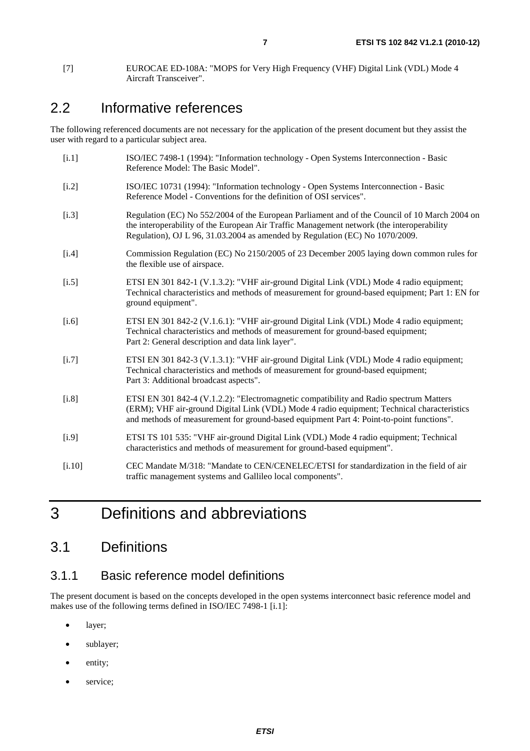[7] EUROCAE ED-108A: "MOPS for Very High Frequency (VHF) Digital Link (VDL) Mode 4 Aircraft Transceiver".

## 2.2 Informative references

The following referenced documents are not necessary for the application of the present document but they assist the user with regard to a particular subject area.

[i.1] ISO/IEC 7498-1 (1994): "Information technology - Open Systems Interconnection - Basic Reference Model: The Basic Model".

[i.2] ISO/IEC 10731 (1994): "Information technology - Open Systems Interconnection - Basic Reference Model - Conventions for the definition of OSI services".

[i.3] Regulation (EC) No 552/2004 of the European Parliament and of the Council of 10 March 2004 on the interoperability of the European Air Traffic Management network (the interoperability Regulation), OJ L 96, 31.03.2004 as amended by Regulation (EC) No 1070/2009.

[i.4] Commission Regulation (EC) No 2150/2005 of 23 December 2005 laying down common rules for the flexible use of airspace.

[i.5] ETSI EN 301 842-1 (V.1.3.2): "VHF air-ground Digital Link (VDL) Mode 4 radio equipment; Technical characteristics and methods of measurement for ground-based equipment; Part 1: EN for ground equipment".

[i.6] ETSI EN 301 842-2 (V.1.6.1): "VHF air-ground Digital Link (VDL) Mode 4 radio equipment; Technical characteristics and methods of measurement for ground-based equipment; Part 2: General description and data link layer".

[i.7] ETSI EN 301 842-3 (V.1.3.1): "VHF air-ground Digital Link (VDL) Mode 4 radio equipment; Technical characteristics and methods of measurement for ground-based equipment; Part 3: Additional broadcast aspects".

[i.8] ETSI EN 301 842-4 (V.1.2.2): "Electromagnetic compatibility and Radio spectrum Matters (ERM); VHF air-ground Digital Link (VDL) Mode 4 radio equipment; Technical characteristics and methods of measurement for ground-based equipment Part 4: Point-to-point functions".

[i.9] ETSI TS 101 535: "VHF air-ground Digital Link (VDL) Mode 4 radio equipment; Technical characteristics and methods of measurement for ground-based equipment".

[i.10] CEC Mandate M/318: "Mandate to CEN/CENELEC/ETSI for standardization in the field of air traffic management systems and Gallileo local components".

# 3 Definitions and abbreviations

## 3.1 Definitions

### 3.1.1 Basic reference model definitions

The present document is based on the concepts developed in the open systems interconnect basic reference model and makes use of the following terms defined in ISO/IEC 7498-1 [i.1]:

- layer;
- sublayer;
- entity;
- service;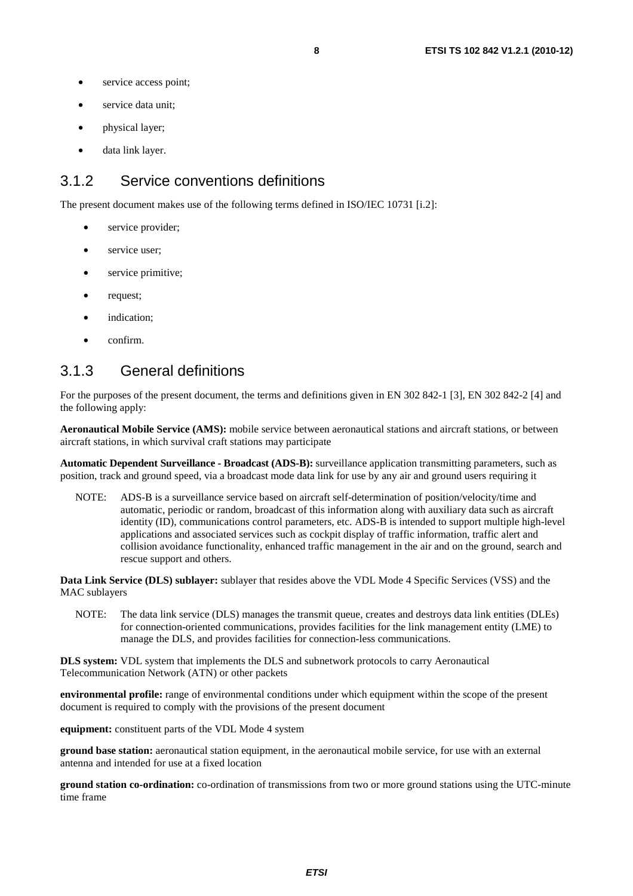- service access point;
- service data unit;
- physical layer;
- data link layer.

### 3.1.2 Service conventions definitions

The present document makes use of the following terms defined in ISO/IEC 10731 [i.2]:

- service provider;
- service user;
- service primitive;
- request;
- indication;
- confirm.

### 3.1.3 General definitions

For the purposes of the present document, the terms and definitions given in EN 302 842-1 [3], EN 302 842-2 [4] and the following apply:

**Aeronautical Mobile Service (AMS):** mobile service between aeronautical stations and aircraft stations, or between aircraft stations, in which survival craft stations may participate

**Automatic Dependent Surveillance - Broadcast (ADS-B):** surveillance application transmitting parameters, such as position, track and ground speed, via a broadcast mode data link for use by any air and ground users requiring it

NOTE: ADS-B is a surveillance service based on aircraft self-determination of position/velocity/time and automatic, periodic or random, broadcast of this information along with auxiliary data such as aircraft identity (ID), communications control parameters, etc. ADS-B is intended to support multiple high-level applications and associated services such as cockpit display of traffic information, traffic alert and collision avoidance functionality, enhanced traffic management in the air and on the ground, search and rescue support and others.

**Data Link Service (DLS) sublayer:** sublayer that resides above the VDL Mode 4 Specific Services (VSS) and the MAC sublayers

NOTE: The data link service (DLS) manages the transmit queue, creates and destroys data link entities (DLEs) for connection-oriented communications, provides facilities for the link management entity (LME) to manage the DLS, and provides facilities for connection-less communications.

**DLS system:** VDL system that implements the DLS and subnetwork protocols to carry Aeronautical Telecommunication Network (ATN) or other packets

**environmental profile:** range of environmental conditions under which equipment within the scope of the present document is required to comply with the provisions of the present document

**equipment:** constituent parts of the VDL Mode 4 system

**ground base station:** aeronautical station equipment, in the aeronautical mobile service, for use with an external antenna and intended for use at a fixed location

**ground station co-ordination:** co-ordination of transmissions from two or more ground stations using the UTC-minute time frame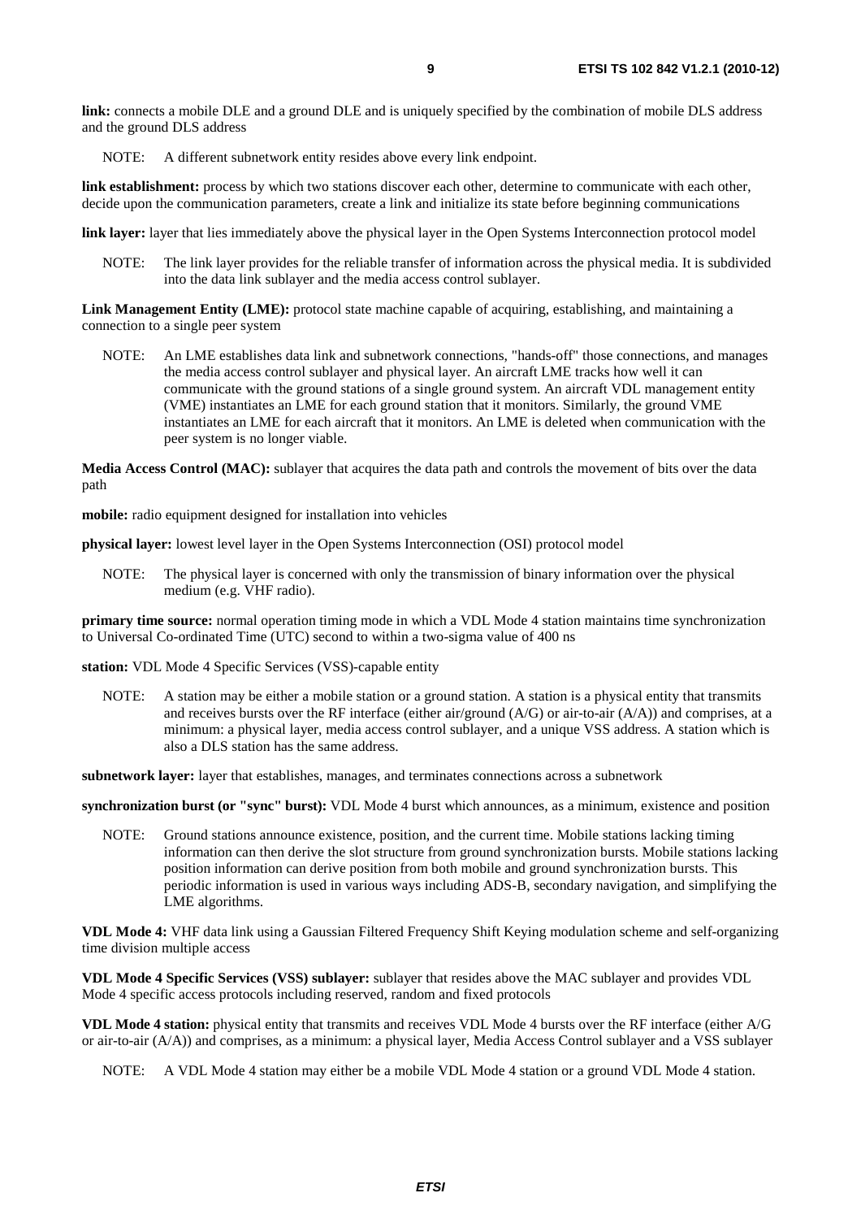**link:** connects a mobile DLE and a ground DLE and is uniquely specified by the combination of mobile DLS address and the ground DLS address

NOTE: A different subnetwork entity resides above every link endpoint.

**link establishment:** process by which two stations discover each other, determine to communicate with each other, decide upon the communication parameters, create a link and initialize its state before beginning communications

**link layer:** layer that lies immediately above the physical layer in the Open Systems Interconnection protocol model

NOTE: The link layer provides for the reliable transfer of information across the physical media. It is subdivided into the data link sublayer and the media access control sublayer.

**Link Management Entity (LME):** protocol state machine capable of acquiring, establishing, and maintaining a connection to a single peer system

NOTE: An LME establishes data link and subnetwork connections, "hands-off" those connections, and manages the media access control sublayer and physical layer. An aircraft LME tracks how well it can communicate with the ground stations of a single ground system. An aircraft VDL management entity (VME) instantiates an LME for each ground station that it monitors. Similarly, the ground VME instantiates an LME for each aircraft that it monitors. An LME is deleted when communication with the peer system is no longer viable.

**Media Access Control (MAC):** sublayer that acquires the data path and controls the movement of bits over the data path

**mobile:** radio equipment designed for installation into vehicles

**physical layer:** lowest level layer in the Open Systems Interconnection (OSI) protocol model

NOTE: The physical layer is concerned with only the transmission of binary information over the physical medium (e.g. VHF radio).

**primary time source:** normal operation timing mode in which a VDL Mode 4 station maintains time synchronization to Universal Co-ordinated Time (UTC) second to within a two-sigma value of 400 ns

**station:** VDL Mode 4 Specific Services (VSS)-capable entity

NOTE: A station may be either a mobile station or a ground station. A station is a physical entity that transmits and receives bursts over the RF interface (either air/ground (A/G) or air-to-air (A/A)) and comprises, at a minimum: a physical layer, media access control sublayer, and a unique VSS address. A station which is also a DLS station has the same address.

**subnetwork layer:** layer that establishes, manages, and terminates connections across a subnetwork

**synchronization burst (or "sync" burst):** VDL Mode 4 burst which announces, as a minimum, existence and position

NOTE: Ground stations announce existence, position, and the current time. Mobile stations lacking timing information can then derive the slot structure from ground synchronization bursts. Mobile stations lacking position information can derive position from both mobile and ground synchronization bursts. This periodic information is used in various ways including ADS-B, secondary navigation, and simplifying the LME algorithms.

**VDL Mode 4:** VHF data link using a Gaussian Filtered Frequency Shift Keying modulation scheme and self-organizing time division multiple access

**VDL Mode 4 Specific Services (VSS) sublayer:** sublayer that resides above the MAC sublayer and provides VDL Mode 4 specific access protocols including reserved, random and fixed protocols

**VDL Mode 4 station:** physical entity that transmits and receives VDL Mode 4 bursts over the RF interface (either A/G or air-to-air (A/A)) and comprises, as a minimum: a physical layer, Media Access Control sublayer and a VSS sublayer

NOTE: A VDL Mode 4 station may either be a mobile VDL Mode 4 station or a ground VDL Mode 4 station.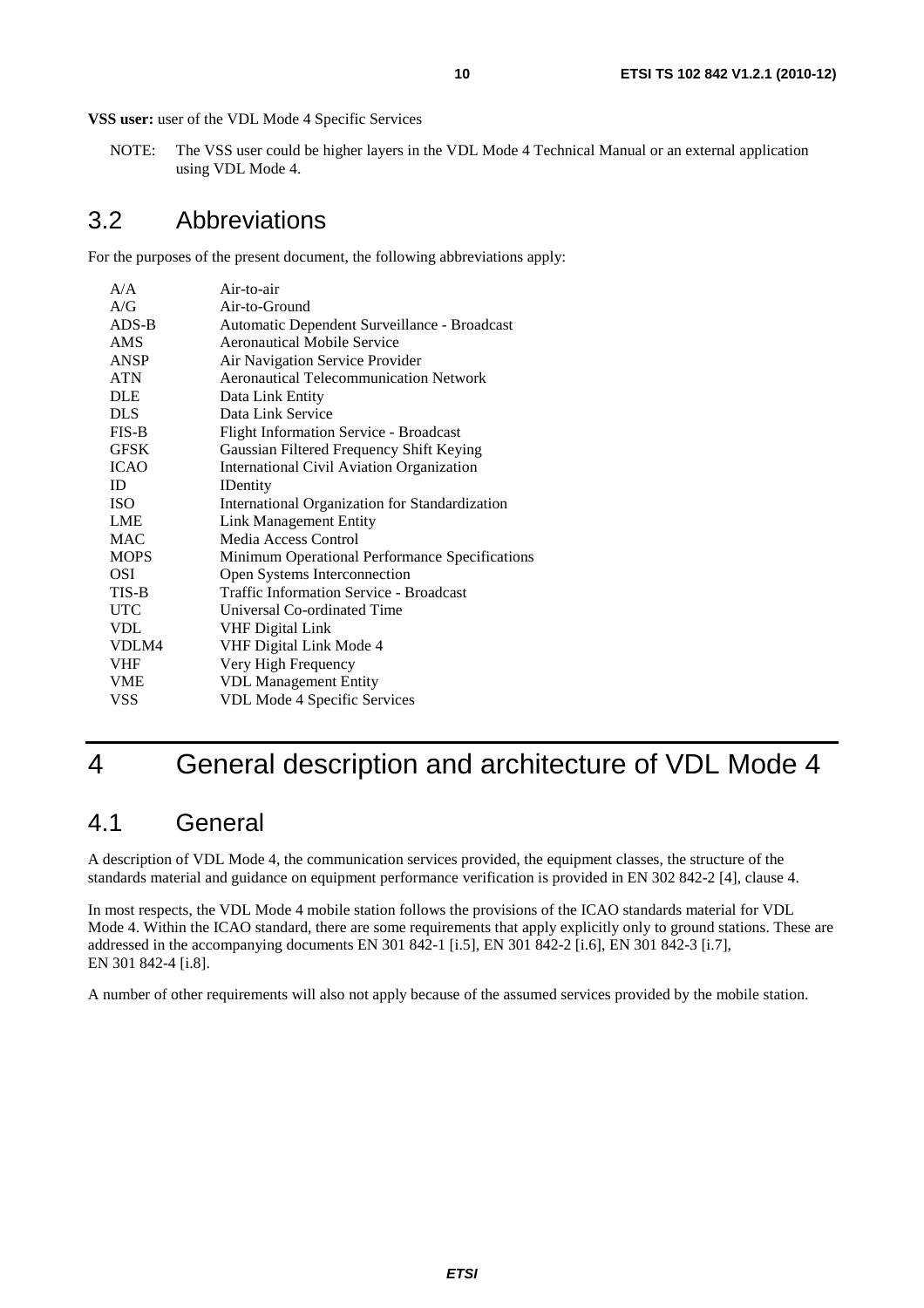**VSS user:** user of the VDL Mode 4 Specific Services

NOTE: The VSS user could be higher layers in the VDL Mode 4 Technical Manual or an external application using VDL Mode 4.

## 3.2 Abbreviations

For the purposes of the present document, the following abbreviations apply:

| | |
|---|---|
| A/A | Air-to-air |
| A/G | Air-to-Ground |
| ADS-B | Automatic Dependent Surveillance - Broadcast |
| AMS | Aeronautical Mobile Service |
| ANSP | Air Navigation Service Provider |
| ATN | Aeronautical Telecommunication Network |
| DLE | Data Link Entity |
| DLS | Data Link Service |
| FIS-B | Flight Information Service - Broadcast |
| GFSK | Gaussian Filtered Frequency Shift Keying |
| ICAO | International Civil Aviation Organization |
| ID | IDentity |
| ISO | International Organization for Standardization |
| LME | Link Management Entity |
| MAC | Media Access Control |
| MOPS | Minimum Operational Performance Specifications |
| OSI | Open Systems Interconnection |
| TIS-B | Traffic Information Service - Broadcast |
| UTC | Universal Co-ordinated Time |
| VDL | VHF Digital Link |
| VDLM4 | VHF Digital Link Mode 4 |
| VHF | Very High Frequency |
| VME | VDL Management Entity |
| VSS | VDL Mode 4 Specific Services |

# 4 General description and architecture of VDL Mode 4

## 4.1 General

A description of VDL Mode 4, the communication services provided, the equipment classes, the structure of the standards material and guidance on equipment performance verification is provided in EN 302 842-2 [4], clause 4.

In most respects, the VDL Mode 4 mobile station follows the provisions of the ICAO standards material for VDL Mode 4. Within the ICAO standard, there are some requirements that apply explicitly only to ground stations. These are addressed in the accompanying documents EN 301 842-1 [i.5], EN 301 842-2 [i.6], EN 301 842-3 [i.7], EN 301 842-4 [i.8].

A number of other requirements will also not apply because of the assumed services provided by the mobile station.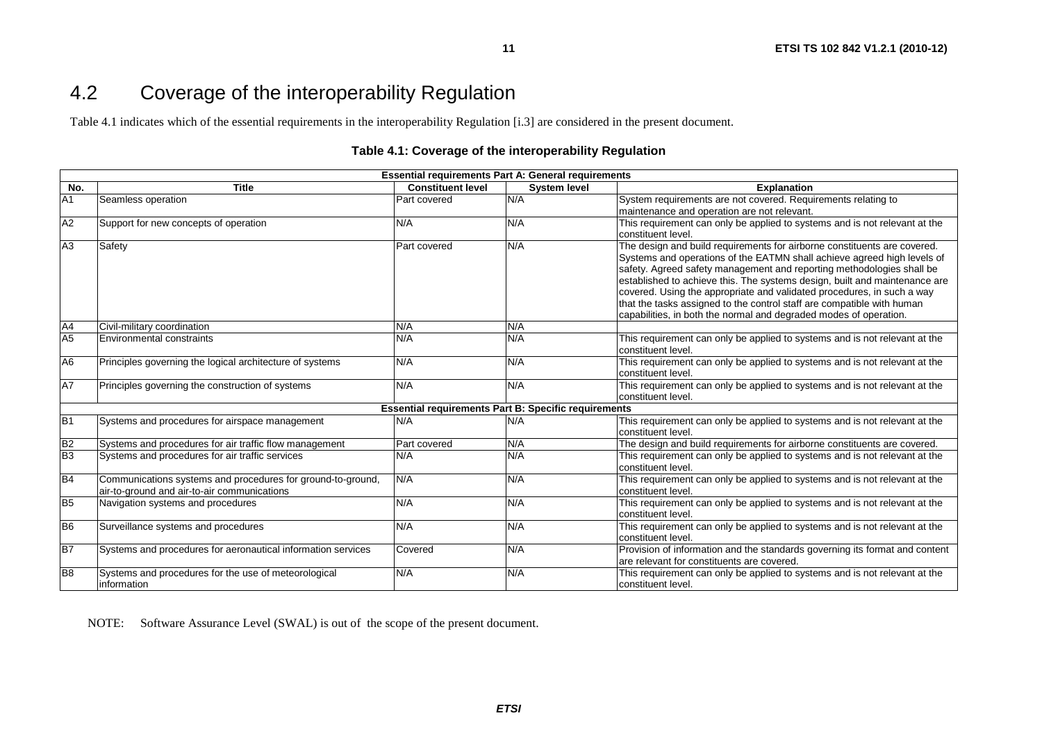## 4.2 Coverage of the interoperability Regulation

Table 4.1 indicates which of the essential requirements in the interoperability Regulation [i.3] are considered in the present document.

**Table 4.1: Coverage of the interoperability Regulation**

| Essential requirements Part A: General requirements | | | | |
|---|---|---|---|---|
| **No.** | **Title** | **Constituent level** | **System level** | **Explanation** |
| A1 | Seamless operation | Part covered | N/A | System requirements are not covered. Requirements relating to maintenance and operation are not relevant. |
| A2 | Support for new concepts of operation | N/A | N/A | This requirement can only be applied to systems and is not relevant at the constituent level. |
| A3 | Safety | Part covered | N/A | The design and build requirements for airborne constituents are covered. Systems and operations of the EATMN shall achieve agreed high levels of safety. Agreed safety management and reporting methodologies shall be established to achieve this. The systems design, built and maintenance are covered. Using the appropriate and validated procedures, in such a way that the tasks assigned to the control staff are compatible with human capabilities, in both the normal and degraded modes of operation. |
| A4 | Civil-military coordination | N/A | N/A | |
| A5 | Environmental constraints | N/A | N/A | This requirement can only be applied to systems and is not relevant at the constituent level. |
| A6 | Principles governing the logical architecture of systems | N/A | N/A | This requirement can only be applied to systems and is not relevant at the constituent level. |
| A7 | Principles governing the construction of systems | N/A | N/A | This requirement can only be applied to systems and is not relevant at the constituent level. |
| **Essential requirements Part B: Specific requirements** | | | | |
| B1 | Systems and procedures for airspace management | N/A | N/A | This requirement can only be applied to systems and is not relevant at the constituent level. |
| B2 | Systems and procedures for air traffic flow management | Part covered | N/A | The design and build requirements for airborne constituents are covered. |
| B3 | Systems and procedures for air traffic services | N/A | N/A | This requirement can only be applied to systems and is not relevant at the constituent level. |
| B4 | Communications systems and procedures for ground-to-ground, air-to-ground and air-to-air communications | N/A | N/A | This requirement can only be applied to systems and is not relevant at the constituent level. |
| B5 | Navigation systems and procedures | N/A | N/A | This requirement can only be applied to systems and is not relevant at the constituent level. |
| B6 | Surveillance systems and procedures | N/A | N/A | This requirement can only be applied to systems and is not relevant at the constituent level. |
| B7 | Systems and procedures for aeronautical information services | Covered | N/A | Provision of information and the standards governing its format and content are relevant for constituents are covered. |
| B8 | Systems and procedures for the use of meteorological information | N/A | N/A | This requirement can only be applied to systems and is not relevant at the constituent level. |

NOTE: Software Assurance Level (SWAL) is out of the scope of the present document.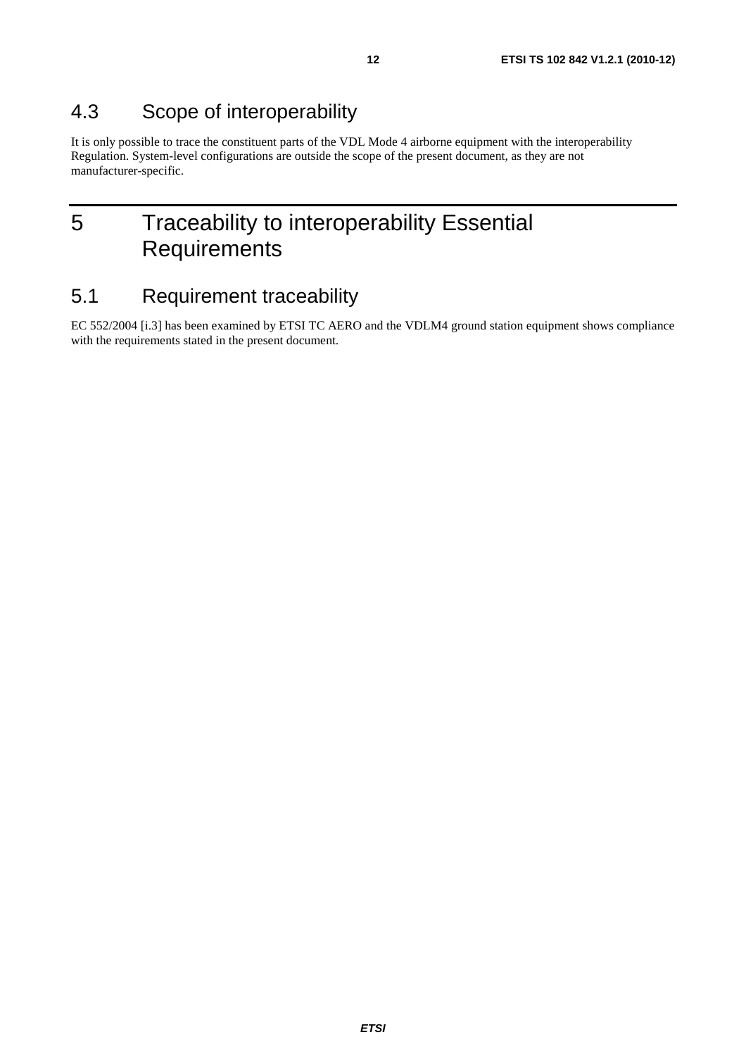## 4.3 Scope of interoperability

It is only possible to trace the constituent parts of the VDL Mode 4 airborne equipment with the interoperability Regulation. System-level configurations are outside the scope of the present document, as they are not manufacturer-specific.

# 5 Traceability to interoperability Essential Requirements

## 5.1 Requirement traceability

EC 552/2004 [i.3] has been examined by ETSI TC AERO and the VDLM4 ground station equipment shows compliance with the requirements stated in the present document.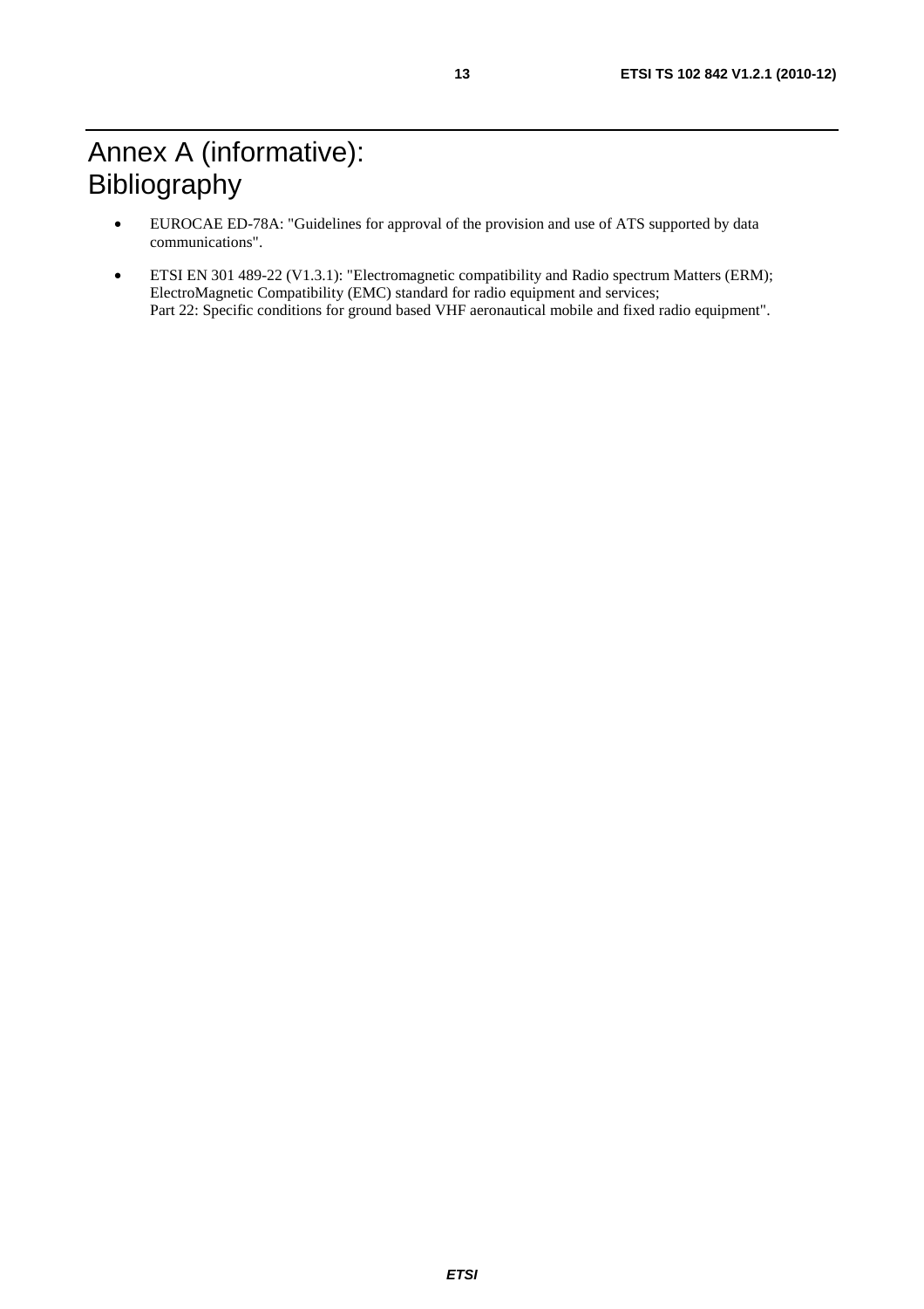# Annex A (informative): Bibliography

- EUROCAE ED-78A: "Guidelines for approval of the provision and use of ATS supported by data communications".
- ETSI EN 301 489-22 (V1.3.1): "Electromagnetic compatibility and Radio spectrum Matters (ERM); ElectroMagnetic Compatibility (EMC) standard for radio equipment and services; Part 22: Specific conditions for ground based VHF aeronautical mobile and fixed radio equipment".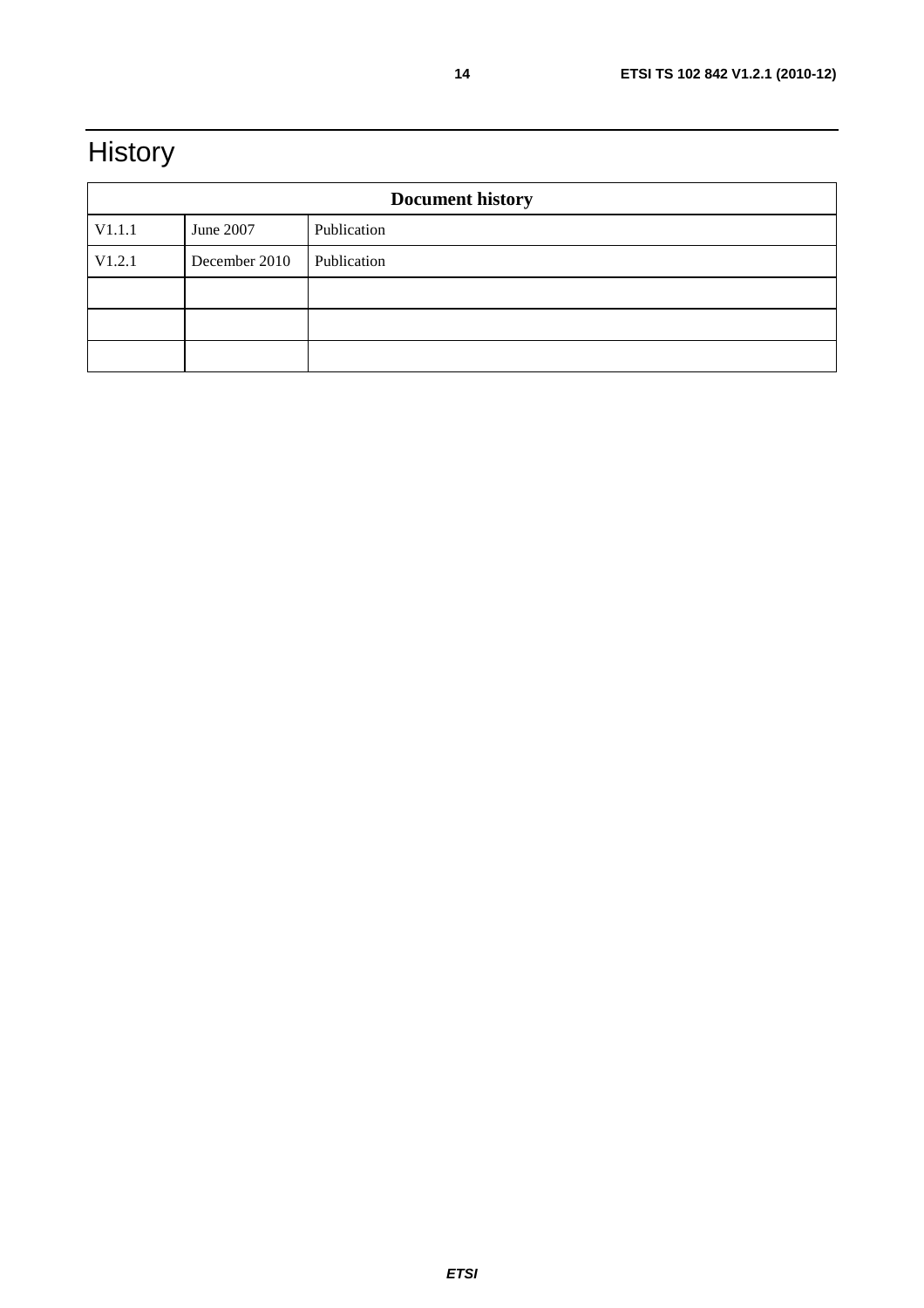# History

| Document history | | |
|---|---|---|
| V1.1.1 | June 2007 | Publication |
| V1.2.1 | December 2010 | Publication |
| | | |
| | | |
| | | |